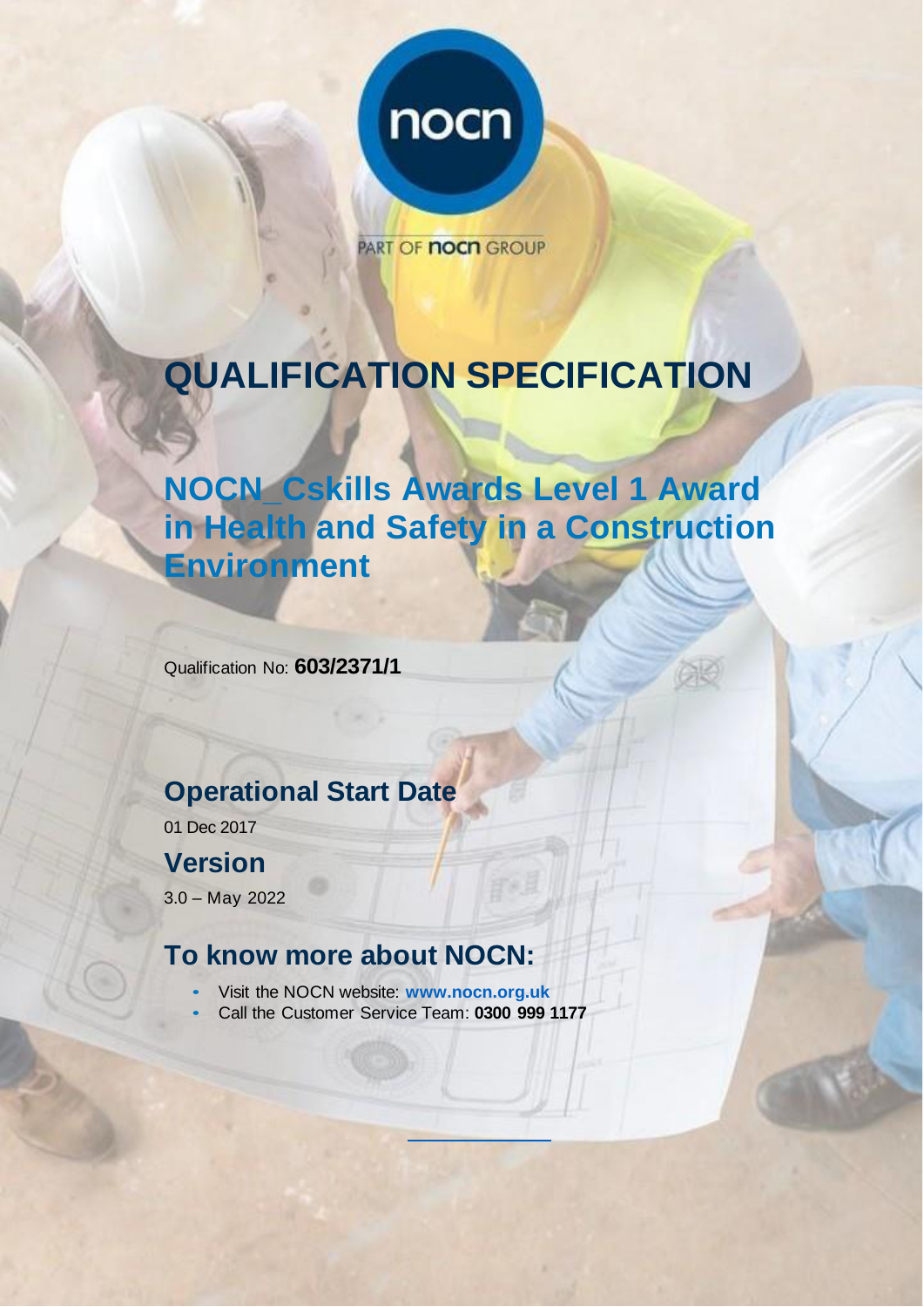nocn

PART OF nocn GROUP

# QUALIFICATION SPECIFICATION

## NOCN_Cskills Awards Level 1 Award in Health and Safety in a Construction Environment

Qualification No: **603/2371/1**

## Operational Start Date

01 Dec 2017

## Version

3.0 – May 2022

## To know more about NOCN:

- Visit the NOCN website: **www.nocn.org.uk**
- Call the Customer Service Team: **0300 999 1177**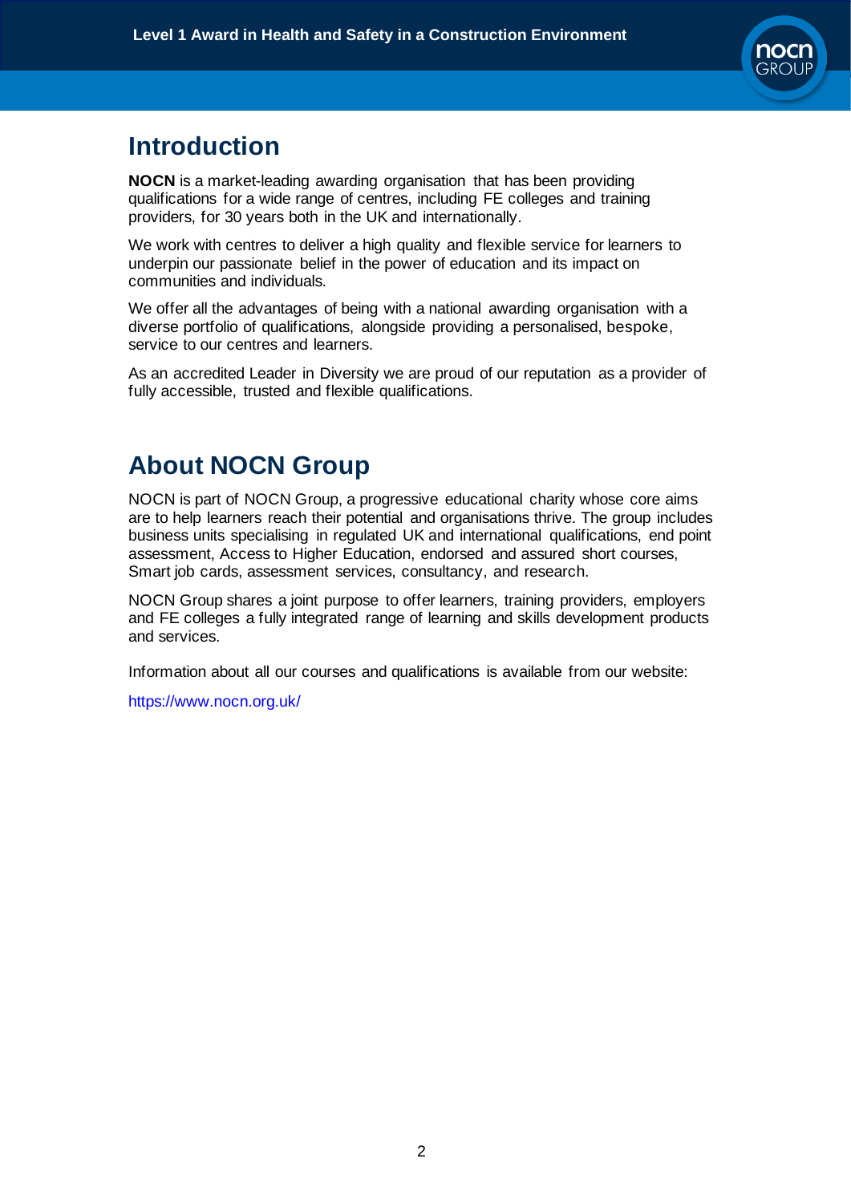## Introduction

**NOCN** is a market-leading awarding organisation that has been providing qualifications for a wide range of centres, including FE colleges and training providers, for 30 years both in the UK and internationally.

We work with centres to deliver a high quality and flexible service for learners to underpin our passionate belief in the power of education and its impact on communities and individuals.

We offer all the advantages of being with a national awarding organisation with a diverse portfolio of qualifications, alongside providing a personalised, bespoke, service to our centres and learners.

As an accredited Leader in Diversity we are proud of our reputation as a provider of fully accessible, trusted and flexible qualifications.

## About NOCN Group

NOCN is part of NOCN Group, a progressive educational charity whose core aims are to help learners reach their potential and organisations thrive. The group includes business units specialising in regulated UK and international qualifications, end point assessment, Access to Higher Education, endorsed and assured short courses, Smart job cards, assessment services, consultancy, and research.

NOCN Group shares a joint purpose to offer learners, training providers, employers and FE colleges a fully integrated range of learning and skills development products and services.

Information about all our courses and qualifications is available from our website:

https://www.nocn.org.uk/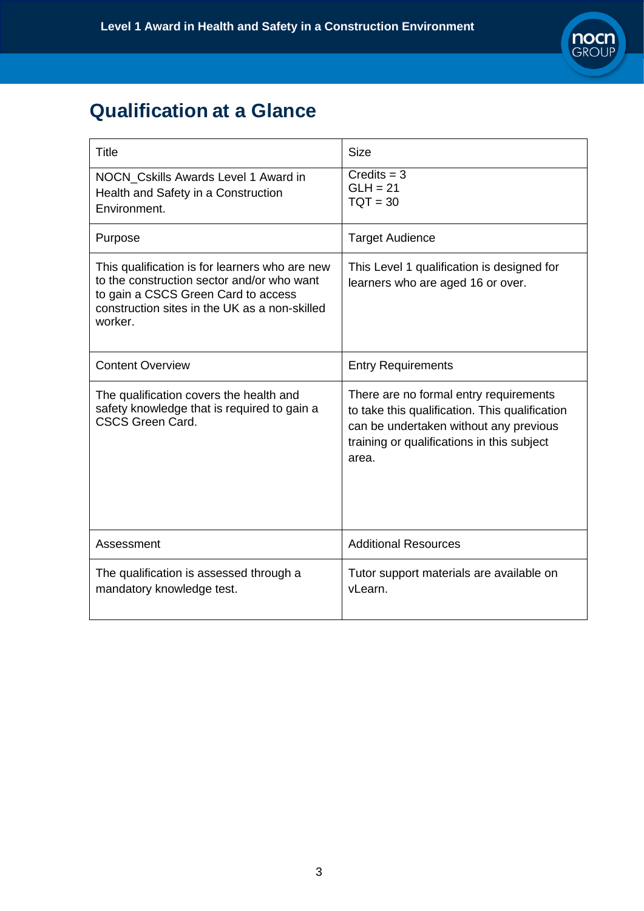## Qualification at a Glance

| Title | Size |
|---|---|
| NOCN_Cskills Awards Level 1 Award in Health and Safety in a Construction Environment. | Credits = 3<br>GLH = 21<br>TQT = 30 |
| Purpose | Target Audience |
| This qualification is for learners who are new to the construction sector and/or who want to gain a CSCS Green Card to access construction sites in the UK as a non-skilled worker. | This Level 1 qualification is designed for learners who are aged 16 or over. |
| Content Overview | Entry Requirements |
| The qualification covers the health and safety knowledge that is required to gain a CSCS Green Card. | There are no formal entry requirements to take this qualification. This qualification can be undertaken without any previous training or qualifications in this subject area. |
| Assessment | Additional Resources |
| The qualification is assessed through a mandatory knowledge test. | Tutor support materials are available on vLearn. |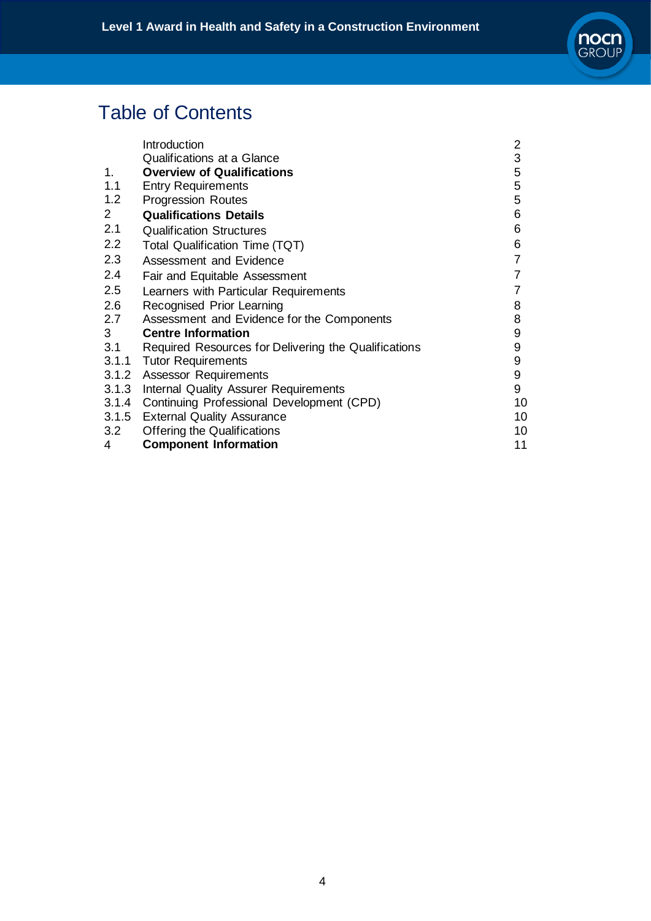# Table of Contents

| | | |
|---|---|---|
| | Introduction | 2 |
| | Qualifications at a Glance | 3 |
| 1. | **Overview of Qualifications** | 5 |
| 1.1 | Entry Requirements | 5 |
| 1.2 | Progression Routes | 5 |
| 2 | **Qualifications Details** | 6 |
| 2.1 | Qualification Structures | 6 |
| 2.2 | Total Qualification Time (TQT) | 6 |
| 2.3 | Assessment and Evidence | 7 |
| 2.4 | Fair and Equitable Assessment | 7 |
| 2.5 | Learners with Particular Requirements | 7 |
| 2.6 | Recognised Prior Learning | 8 |
| 2.7 | Assessment and Evidence for the Components | 8 |
| 3 | **Centre Information** | 9 |
| 3.1 | Required Resources for Delivering the Qualifications | 9 |
| 3.1.1 | Tutor Requirements | 9 |
| 3.1.2 | Assessor Requirements | 9 |
| 3.1.3 | Internal Quality Assurer Requirements | 9 |
| 3.1.4 | Continuing Professional Development (CPD) | 10 |
| 3.1.5 | External Quality Assurance | 10 |
| 3.2 | Offering the Qualifications | 10 |
| 4 | **Component Information** | 11 |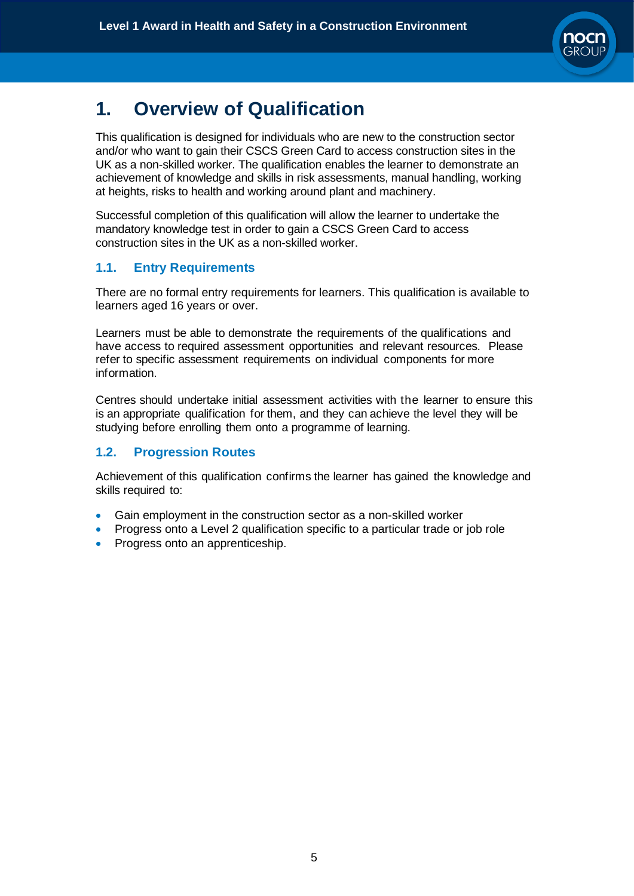# 1. Overview of Qualification

This qualification is designed for individuals who are new to the construction sector and/or who want to gain their CSCS Green Card to access construction sites in the UK as a non-skilled worker. The qualification enables the learner to demonstrate an achievement of knowledge and skills in risk assessments, manual handling, working at heights, risks to health and working around plant and machinery.

Successful completion of this qualification will allow the learner to undertake the mandatory knowledge test in order to gain a CSCS Green Card to access construction sites in the UK as a non-skilled worker.

## 1.1. Entry Requirements

There are no formal entry requirements for learners. This qualification is available to learners aged 16 years or over.

Learners must be able to demonstrate the requirements of the qualifications and have access to required assessment opportunities and relevant resources. Please refer to specific assessment requirements on individual components for more information.

Centres should undertake initial assessment activities with the learner to ensure this is an appropriate qualification for them, and they can achieve the level they will be studying before enrolling them onto a programme of learning.

## 1.2. Progression Routes

Achievement of this qualification confirms the learner has gained the knowledge and skills required to:

- Gain employment in the construction sector as a non-skilled worker
- Progress onto a Level 2 qualification specific to a particular trade or job role
- Progress onto an apprenticeship.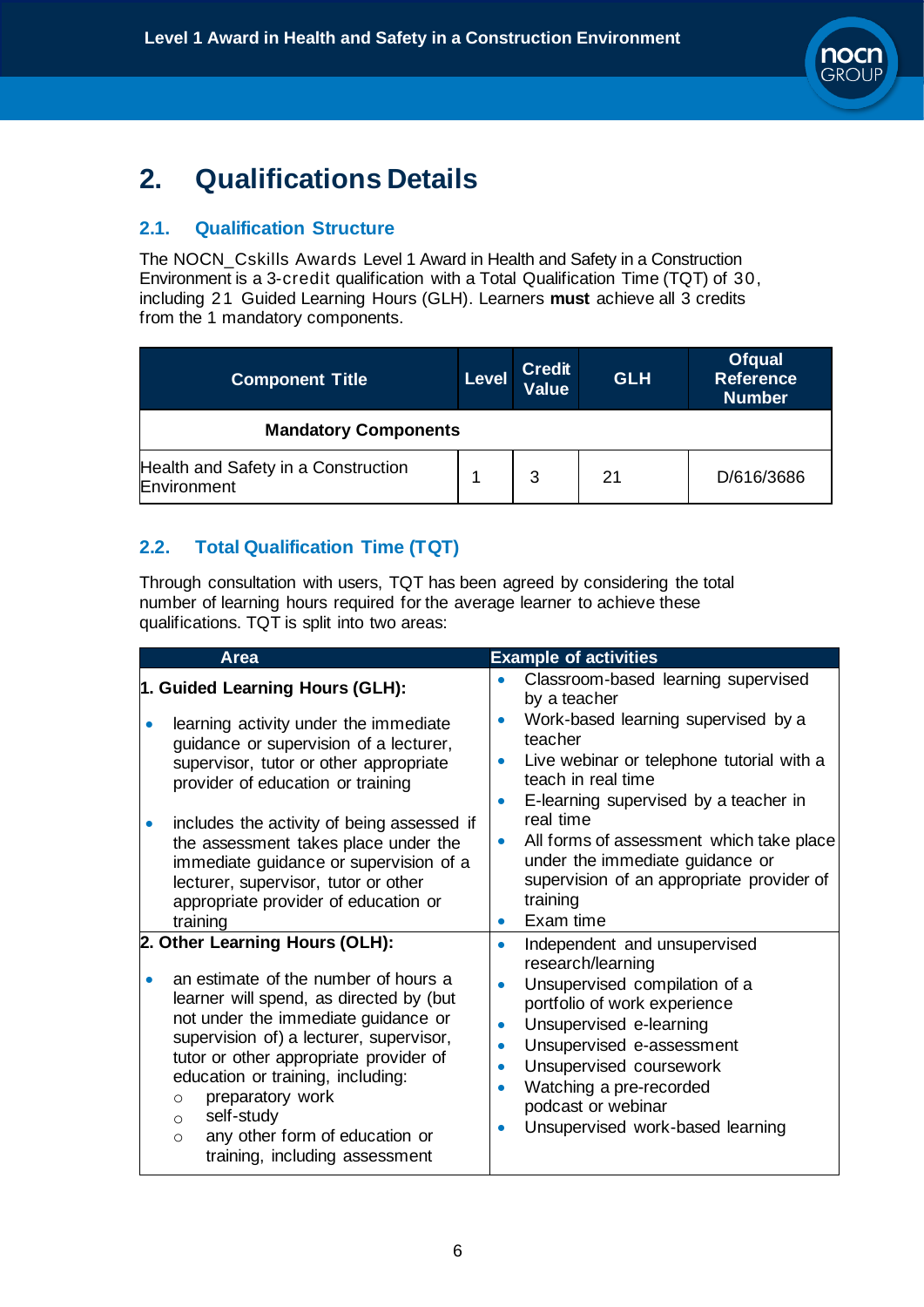## 2. Qualifications Details

### 2.1. Qualification Structure

The NOCN_Cskills Awards Level 1 Award in Health and Safety in a Construction Environment is a 3-credit qualification with a Total Qualification Time (TQT) of 30, including 21 Guided Learning Hours (GLH). Learners **must** achieve all 3 credits from the 1 mandatory components.

| Component Title | Level | Credit Value | GLH | Ofqual Reference Number |
|---|---|---|---|---|
| **Mandatory Components** | | | | |
| Health and Safety in a Construction Environment | 1 | 3 | 21 | D/616/3686 |

### 2.2. Total Qualification Time (TQT)

Through consultation with users, TQT has been agreed by considering the total number of learning hours required for the average learner to achieve these qualifications. TQT is split into two areas:

| Area | Example of activities |
|---|---|
| **1. Guided Learning Hours (GLH):**<br>• learning activity under the immediate guidance or supervision of a lecturer, supervisor, tutor or other appropriate provider of education or training<br>• includes the activity of being assessed if the assessment takes place under the immediate guidance or supervision of a lecturer, supervisor, tutor or other appropriate provider of education or training | • Classroom-based learning supervised by a teacher<br>• Work-based learning supervised by a teacher<br>• Live webinar or telephone tutorial with a teach in real time<br>• E-learning supervised by a teacher in real time<br>• All forms of assessment which take place under the immediate guidance or supervision of an appropriate provider of training<br>• Exam time |
| **2. Other Learning Hours (OLH):**<br>• an estimate of the number of hours a learner will spend, as directed by (but not under the immediate guidance or supervision of) a lecturer, supervisor, tutor or other appropriate provider of education or training, including:<br>  ○ preparatory work<br>  ○ self-study<br>  ○ any other form of education or training, including assessment | • Independent and unsupervised research/learning<br>• Unsupervised compilation of a portfolio of work experience<br>• Unsupervised e-learning<br>• Unsupervised e-assessment<br>• Unsupervised coursework<br>• Watching a pre-recorded podcast or webinar<br>• Unsupervised work-based learning |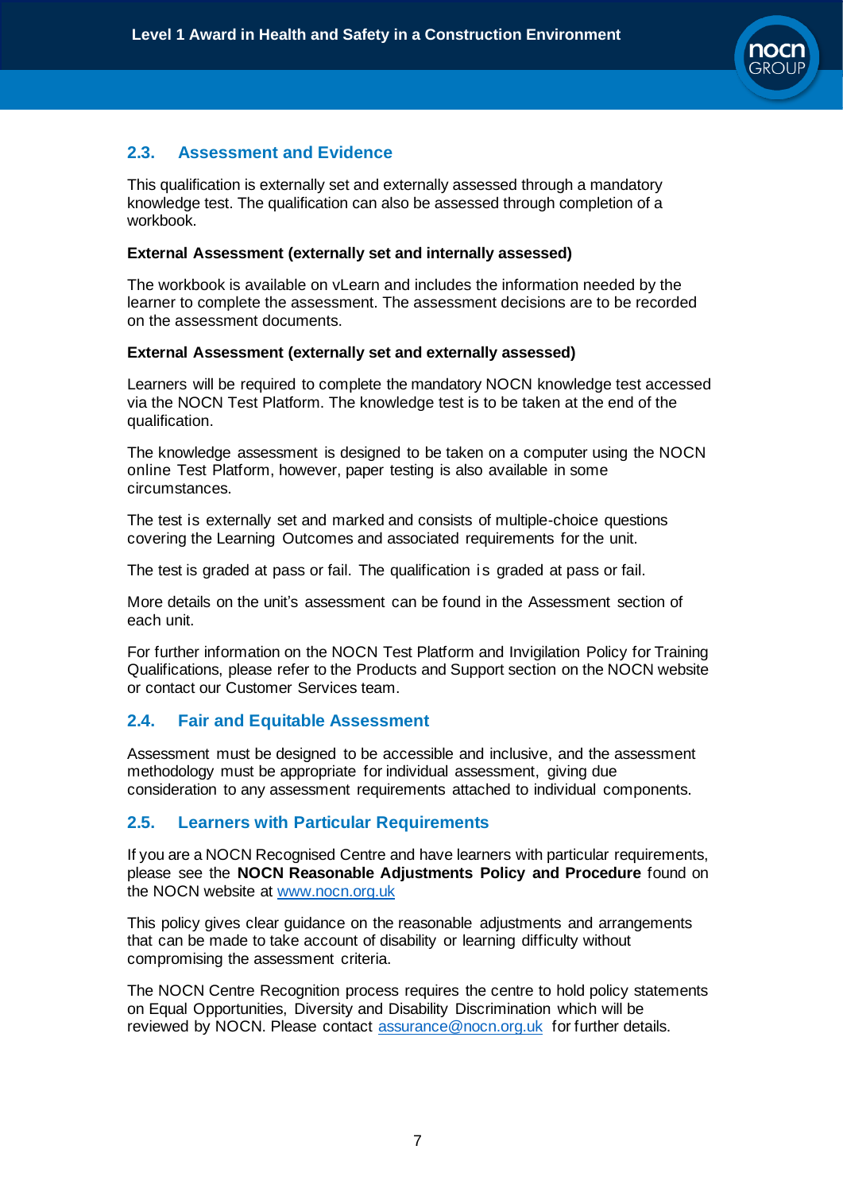## 2.3. Assessment and Evidence

This qualification is externally set and externally assessed through a mandatory knowledge test. The qualification can also be assessed through completion of a workbook.

**External Assessment (externally set and internally assessed)**

The workbook is available on vLearn and includes the information needed by the learner to complete the assessment. The assessment decisions are to be recorded on the assessment documents.

**External Assessment (externally set and externally assessed)**

Learners will be required to complete the mandatory NOCN knowledge test accessed via the NOCN Test Platform. The knowledge test is to be taken at the end of the qualification.

The knowledge assessment is designed to be taken on a computer using the NOCN online Test Platform, however, paper testing is also available in some circumstances.

The test is externally set and marked and consists of multiple-choice questions covering the Learning Outcomes and associated requirements for the unit.

The test is graded at pass or fail. The qualification is graded at pass or fail.

More details on the unit's assessment can be found in the Assessment section of each unit.

For further information on the NOCN Test Platform and Invigilation Policy for Training Qualifications, please refer to the Products and Support section on the NOCN website or contact our Customer Services team.

## 2.4. Fair and Equitable Assessment

Assessment must be designed to be accessible and inclusive, and the assessment methodology must be appropriate for individual assessment, giving due consideration to any assessment requirements attached to individual components.

## 2.5. Learners with Particular Requirements

If you are a NOCN Recognised Centre and have learners with particular requirements, please see the **NOCN Reasonable Adjustments Policy and Procedure** found on the NOCN website at www.nocn.org.uk

This policy gives clear guidance on the reasonable adjustments and arrangements that can be made to take account of disability or learning difficulty without compromising the assessment criteria.

The NOCN Centre Recognition process requires the centre to hold policy statements on Equal Opportunities, Diversity and Disability Discrimination which will be reviewed by NOCN. Please contact assurance@nocn.org.uk for further details.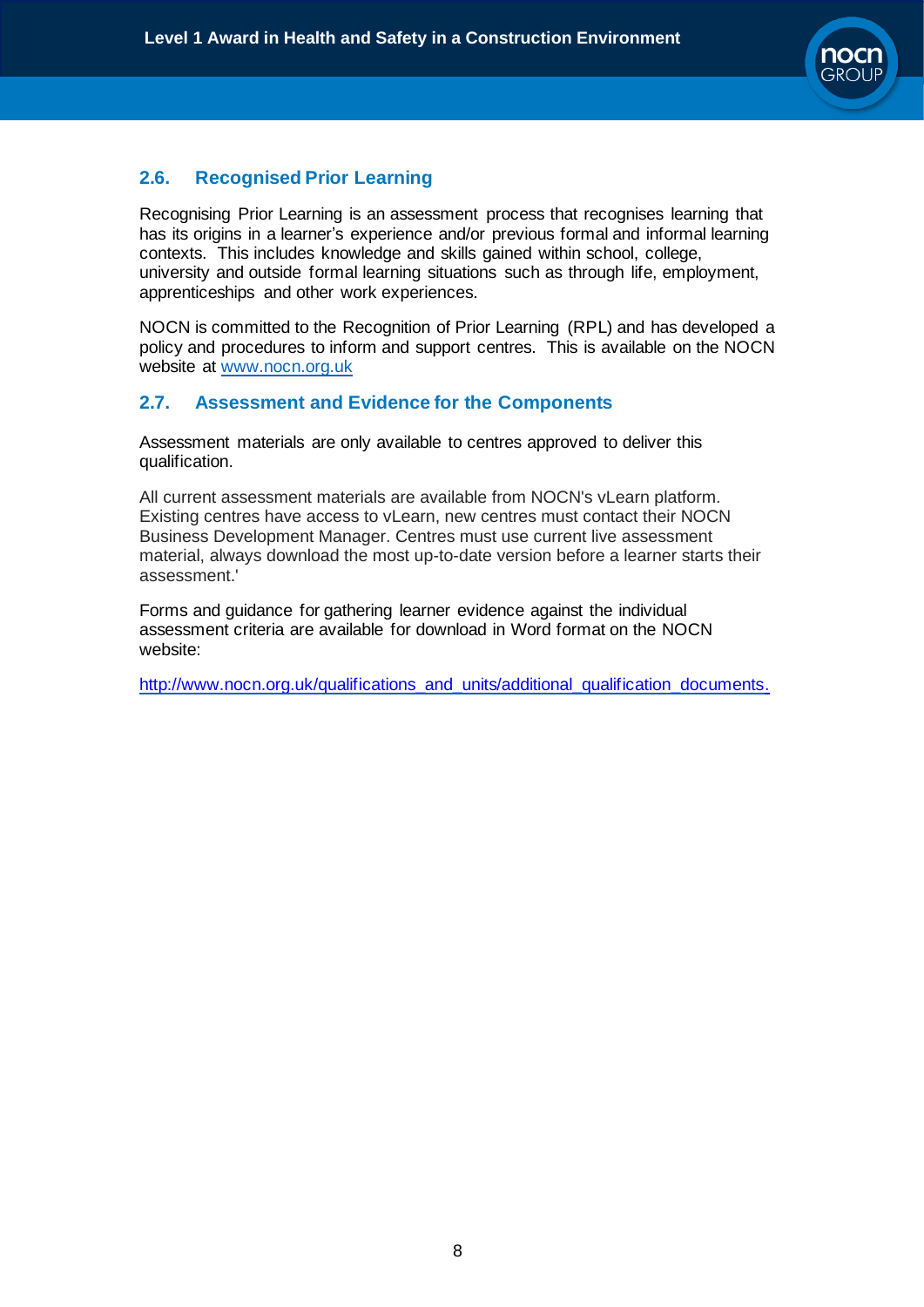## 2.6. Recognised Prior Learning

Recognising Prior Learning is an assessment process that recognises learning that has its origins in a learner's experience and/or previous formal and informal learning contexts. This includes knowledge and skills gained within school, college, university and outside formal learning situations such as through life, employment, apprenticeships and other work experiences.

NOCN is committed to the Recognition of Prior Learning (RPL) and has developed a policy and procedures to inform and support centres. This is available on the NOCN website at www.nocn.org.uk

## 2.7. Assessment and Evidence for the Components

Assessment materials are only available to centres approved to deliver this qualification.

All current assessment materials are available from NOCN's vLearn platform. Existing centres have access to vLearn, new centres must contact their NOCN Business Development Manager. Centres must use current live assessment material, always download the most up-to-date version before a learner starts their assessment.'

Forms and guidance for gathering learner evidence against the individual assessment criteria are available for download in Word format on the NOCN website:

http://www.nocn.org.uk/qualifications_and_units/additional_qualification_documents.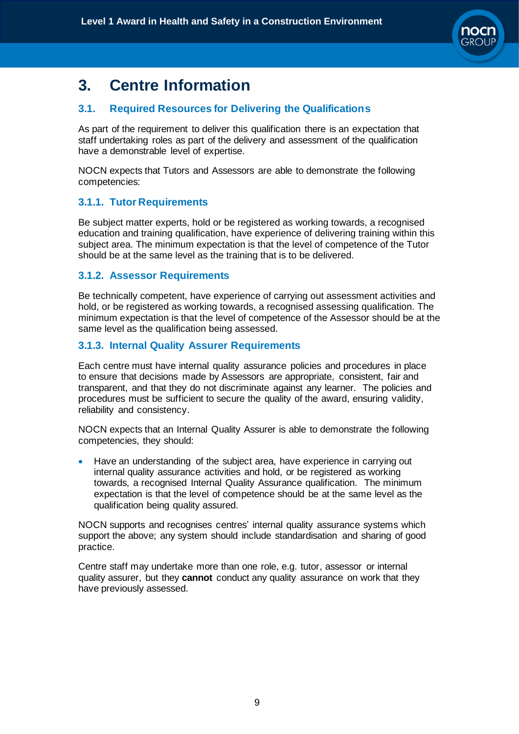# 3. Centre Information

## 3.1. Required Resources for Delivering the Qualifications

As part of the requirement to deliver this qualification there is an expectation that staff undertaking roles as part of the delivery and assessment of the qualification have a demonstrable level of expertise.

NOCN expects that Tutors and Assessors are able to demonstrate the following competencies:

### 3.1.1. Tutor Requirements

Be subject matter experts, hold or be registered as working towards, a recognised education and training qualification, have experience of delivering training within this subject area. The minimum expectation is that the level of competence of the Tutor should be at the same level as the training that is to be delivered.

### 3.1.2. Assessor Requirements

Be technically competent, have experience of carrying out assessment activities and hold, or be registered as working towards, a recognised assessing qualification. The minimum expectation is that the level of competence of the Assessor should be at the same level as the qualification being assessed.

### 3.1.3. Internal Quality Assurer Requirements

Each centre must have internal quality assurance policies and procedures in place to ensure that decisions made by Assessors are appropriate, consistent, fair and transparent, and that they do not discriminate against any learner. The policies and procedures must be sufficient to secure the quality of the award, ensuring validity, reliability and consistency.

NOCN expects that an Internal Quality Assurer is able to demonstrate the following competencies, they should:

- Have an understanding of the subject area, have experience in carrying out internal quality assurance activities and hold, or be registered as working towards, a recognised Internal Quality Assurance qualification. The minimum expectation is that the level of competence should be at the same level as the qualification being quality assured.

NOCN supports and recognises centres' internal quality assurance systems which support the above; any system should include standardisation and sharing of good practice.

Centre staff may undertake more than one role, e.g. tutor, assessor or internal quality assurer, but they **cannot** conduct any quality assurance on work that they have previously assessed.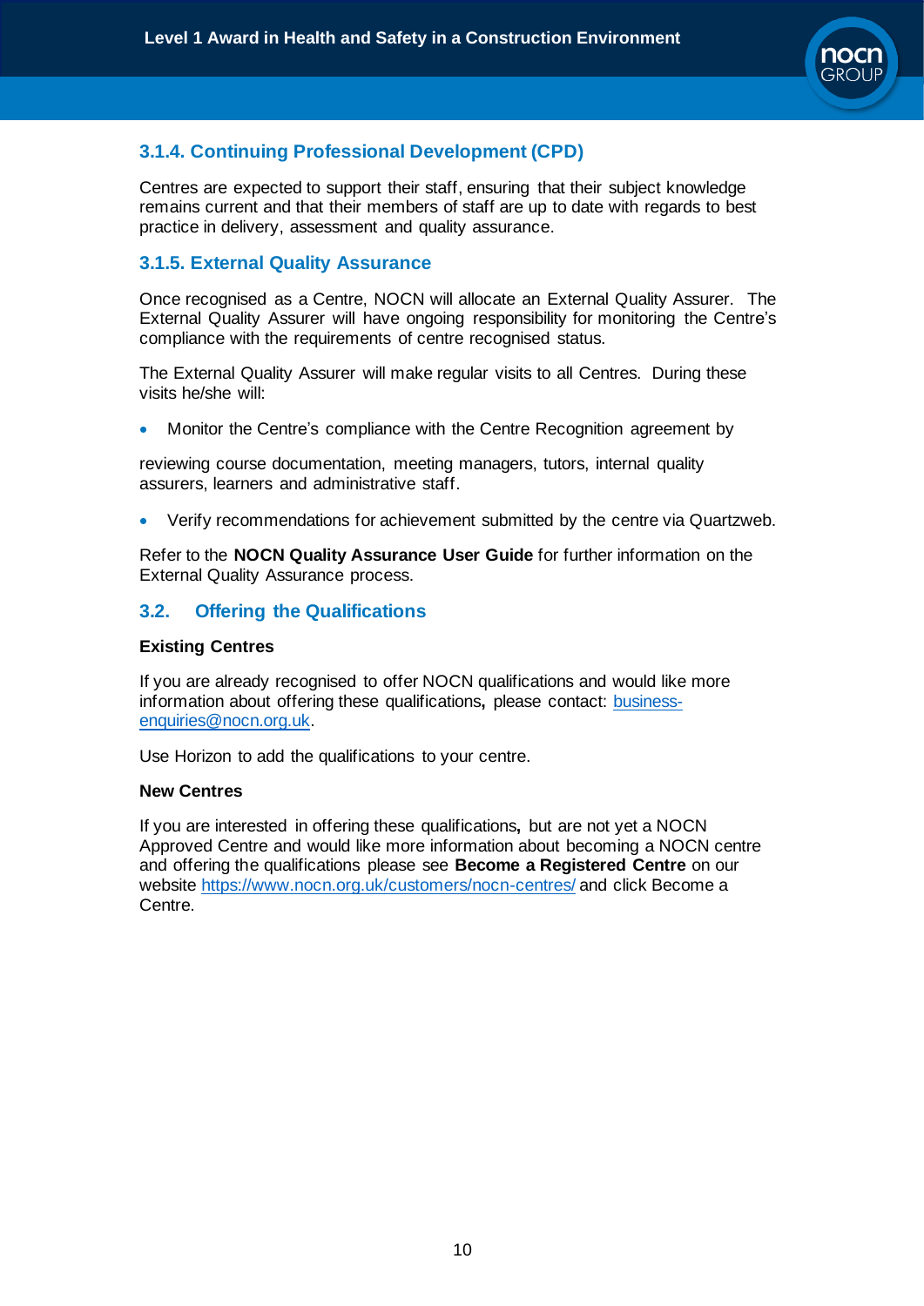### 3.1.4. Continuing Professional Development (CPD)

Centres are expected to support their staff, ensuring that their subject knowledge remains current and that their members of staff are up to date with regards to best practice in delivery, assessment and quality assurance.

### 3.1.5. External Quality Assurance

Once recognised as a Centre, NOCN will allocate an External Quality Assurer. The External Quality Assurer will have ongoing responsibility for monitoring the Centre's compliance with the requirements of centre recognised status.

The External Quality Assurer will make regular visits to all Centres. During these visits he/she will:

- Monitor the Centre's compliance with the Centre Recognition agreement by

reviewing course documentation, meeting managers, tutors, internal quality assurers, learners and administrative staff.

- Verify recommendations for achievement submitted by the centre via Quartzweb.

Refer to the **NOCN Quality Assurance User Guide** for further information on the External Quality Assurance process.

## 3.2. Offering the Qualifications

**Existing Centres**

If you are already recognised to offer NOCN qualifications and would like more information about offering these qualifications**,** please contact: business-enquiries@nocn.org.uk.

Use Horizon to add the qualifications to your centre.

**New Centres**

If you are interested in offering these qualifications**,** but are not yet a NOCN Approved Centre and would like more information about becoming a NOCN centre and offering the qualifications please see **Become a Registered Centre** on our website https://www.nocn.org.uk/customers/nocn-centres/ and click Become a Centre.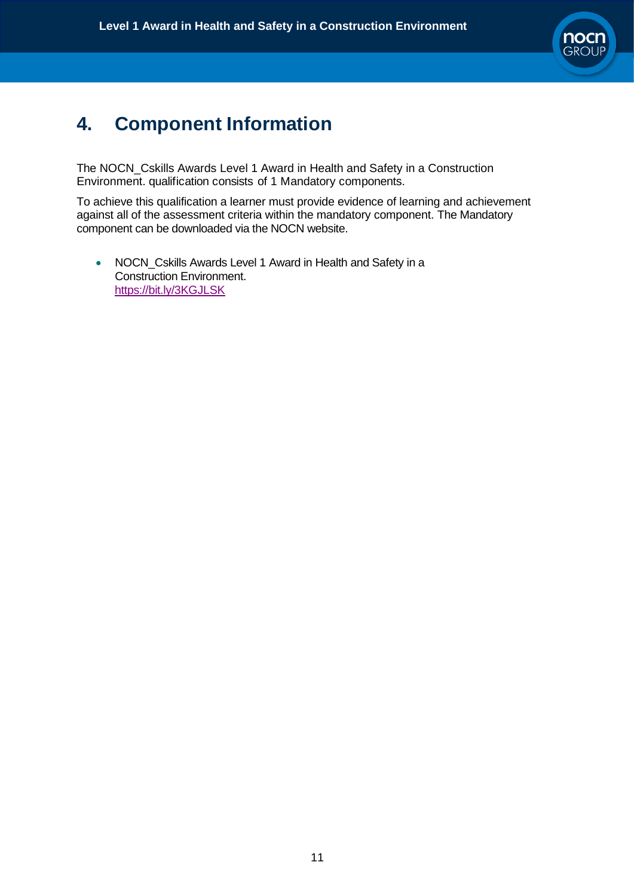## 4. Component Information

The NOCN_Cskills Awards Level 1 Award in Health and Safety in a Construction Environment. qualification consists of 1 Mandatory components.

To achieve this qualification a learner must provide evidence of learning and achievement against all of the assessment criteria within the mandatory component. The Mandatory component can be downloaded via the NOCN website.

- NOCN_Cskills Awards Level 1 Award in Health and Safety in a Construction Environment.
  https://bit.ly/3KGJLSK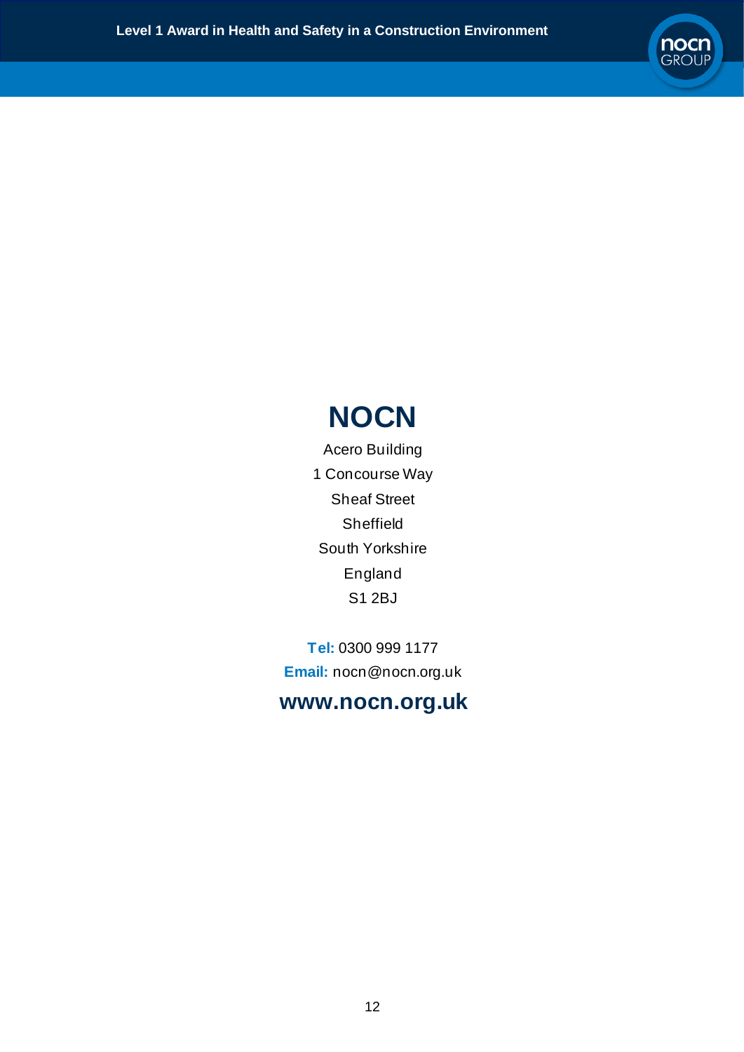# NOCN

Acero Building

1 Concourse Way

Sheaf Street

Sheffield

South Yorkshire

England

S1 2BJ

**Tel:** 0300 999 1177

**Email:** nocn@nocn.org.uk

## www.nocn.org.uk